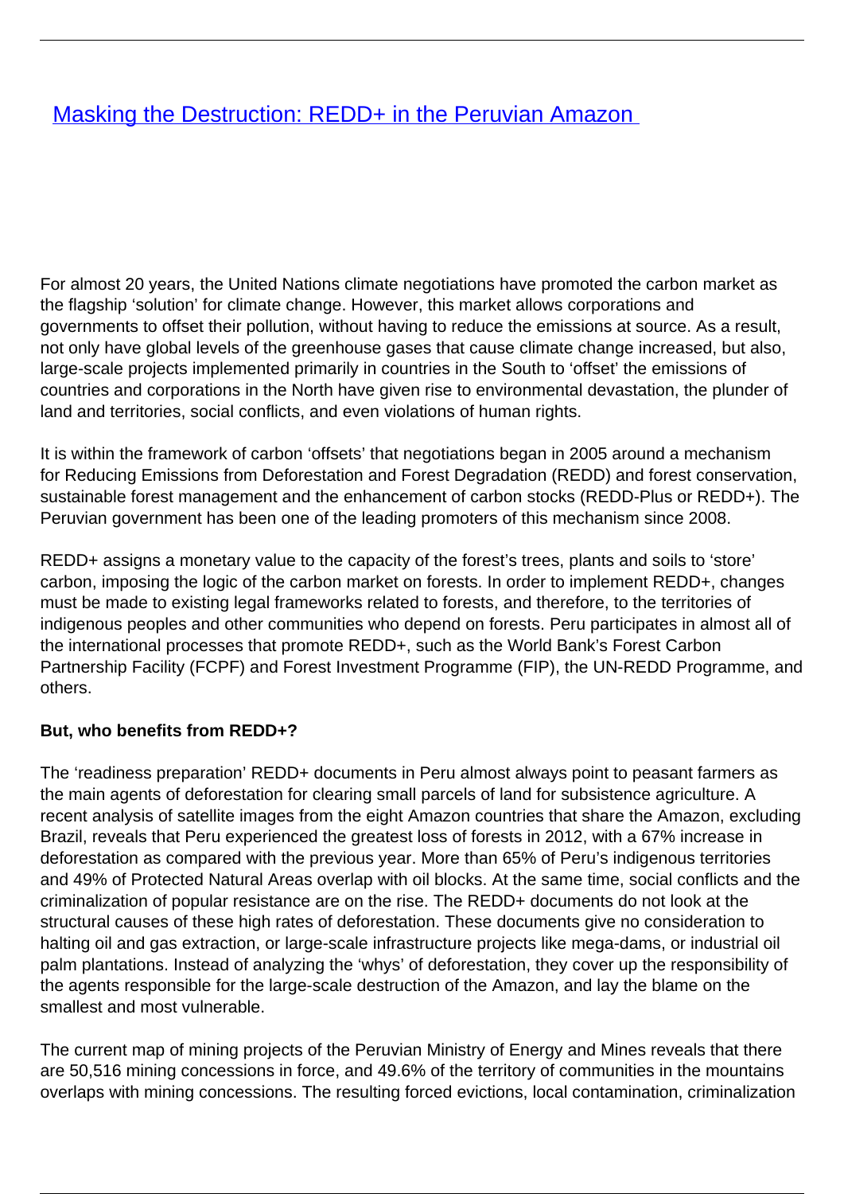# [Masking the Destruction: REDD+ in the Peruvian Amazon]()

For almost 20 years, the United Nations climate negotiations have promoted the carbon market as the flagship 'solution' for climate change. However, this market allows corporations and governments to offset their pollution, without having to reduce the emissions at source. As a result, not only have global levels of the greenhouse gases that cause climate change increased, but also, large-scale projects implemented primarily in countries in the South to 'offset' the emissions of countries and corporations in the North have given rise to environmental devastation, the plunder of land and territories, social conflicts, and even violations of human rights.

It is within the framework of carbon 'offsets' that negotiations began in 2005 around a mechanism for Reducing Emissions from Deforestation and Forest Degradation (REDD) and forest conservation, sustainable forest management and the enhancement of carbon stocks (REDD-Plus or REDD+). The Peruvian government has been one of the leading promoters of this mechanism since 2008.

REDD+ assigns a monetary value to the capacity of the forest's trees, plants and soils to 'store' carbon, imposing the logic of the carbon market on forests. In order to implement REDD+, changes must be made to existing legal frameworks related to forests, and therefore, to the territories of indigenous peoples and other communities who depend on forests. Peru participates in almost all of the international processes that promote REDD+, such as the World Bank's Forest Carbon Partnership Facility (FCPF) and Forest Investment Programme (FIP), the UN-REDD Programme, and others.

**But, who benefits from REDD+?**

The 'readiness preparation' REDD+ documents in Peru almost always point to peasant farmers as the main agents of deforestation for clearing small parcels of land for subsistence agriculture. A recent analysis of satellite images from the eight Amazon countries that share the Amazon, excluding Brazil, reveals that Peru experienced the greatest loss of forests in 2012, with a 67% increase in deforestation as compared with the previous year. More than 65% of Peru's indigenous territories and 49% of Protected Natural Areas overlap with oil blocks. At the same time, social conflicts and the criminalization of popular resistance are on the rise. The REDD+ documents do not look at the structural causes of these high rates of deforestation. These documents give no consideration to halting oil and gas extraction, or large-scale infrastructure projects like mega-dams, or industrial oil palm plantations. Instead of analyzing the 'whys' of deforestation, they cover up the responsibility of the agents responsible for the large-scale destruction of the Amazon, and lay the blame on the smallest and most vulnerable.

The current map of mining projects of the Peruvian Ministry of Energy and Mines reveals that there are 50,516 mining concessions in force, and 49.6% of the territory of communities in the mountains overlaps with mining concessions. The resulting forced evictions, local contamination, criminalization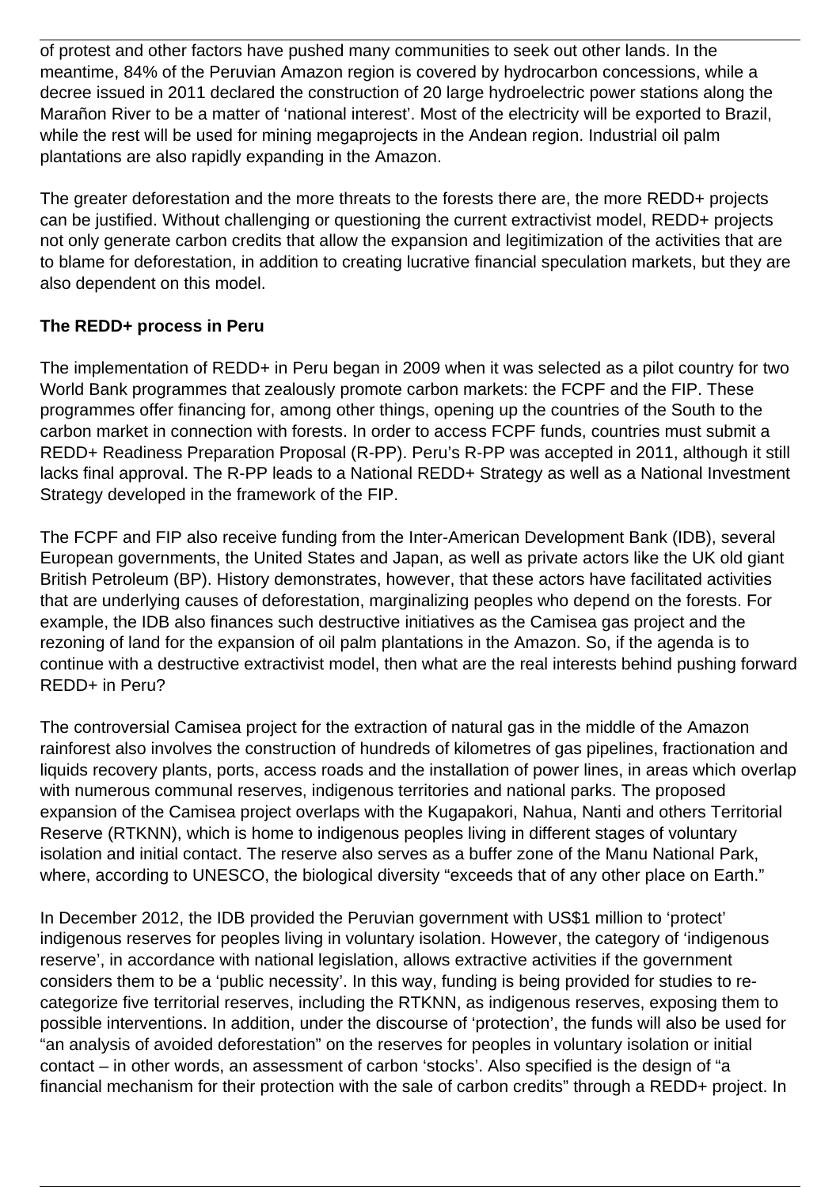of protest and other factors have pushed many communities to seek out other lands. In the meantime, 84% of the Peruvian Amazon region is covered by hydrocarbon concessions, while a decree issued in 2011 declared the construction of 20 large hydroelectric power stations along the Marañon River to be a matter of 'national interest'. Most of the electricity will be exported to Brazil, while the rest will be used for mining megaprojects in the Andean region. Industrial oil palm plantations are also rapidly expanding in the Amazon.

The greater deforestation and the more threats to the forests there are, the more REDD+ projects can be justified. Without challenging or questioning the current extractivist model, REDD+ projects not only generate carbon credits that allow the expansion and legitimization of the activities that are to blame for deforestation, in addition to creating lucrative financial speculation markets, but they are also dependent on this model.

**The REDD+ process in Peru**

The implementation of REDD+ in Peru began in 2009 when it was selected as a pilot country for two World Bank programmes that zealously promote carbon markets: the FCPF and the FIP. These programmes offer financing for, among other things, opening up the countries of the South to the carbon market in connection with forests. In order to access FCPF funds, countries must submit a REDD+ Readiness Preparation Proposal (R-PP). Peru's R-PP was accepted in 2011, although it still lacks final approval. The R-PP leads to a National REDD+ Strategy as well as a National Investment Strategy developed in the framework of the FIP.

The FCPF and FIP also receive funding from the Inter-American Development Bank (IDB), several European governments, the United States and Japan, as well as private actors like the UK old giant British Petroleum (BP). History demonstrates, however, that these actors have facilitated activities that are underlying causes of deforestation, marginalizing peoples who depend on the forests. For example, the IDB also finances such destructive initiatives as the Camisea gas project and the rezoning of land for the expansion of oil palm plantations in the Amazon. So, if the agenda is to continue with a destructive extractivist model, then what are the real interests behind pushing forward REDD+ in Peru?

The controversial Camisea project for the extraction of natural gas in the middle of the Amazon rainforest also involves the construction of hundreds of kilometres of gas pipelines, fractionation and liquids recovery plants, ports, access roads and the installation of power lines, in areas which overlap with numerous communal reserves, indigenous territories and national parks. The proposed expansion of the Camisea project overlaps with the Kugapakori, Nahua, Nanti and others Territorial Reserve (RTKNN), which is home to indigenous peoples living in different stages of voluntary isolation and initial contact. The reserve also serves as a buffer zone of the Manu National Park, where, according to UNESCO, the biological diversity "exceeds that of any other place on Earth."

In December 2012, the IDB provided the Peruvian government with US$1 million to 'protect' indigenous reserves for peoples living in voluntary isolation. However, the category of 'indigenous reserve', in accordance with national legislation, allows extractive activities if the government considers them to be a 'public necessity'. In this way, funding is being provided for studies to re-categorize five territorial reserves, including the RTKNN, as indigenous reserves, exposing them to possible interventions. In addition, under the discourse of 'protection', the funds will also be used for "an analysis of avoided deforestation" on the reserves for peoples in voluntary isolation or initial contact – in other words, an assessment of carbon 'stocks'. Also specified is the design of "a financial mechanism for their protection with the sale of carbon credits" through a REDD+ project. In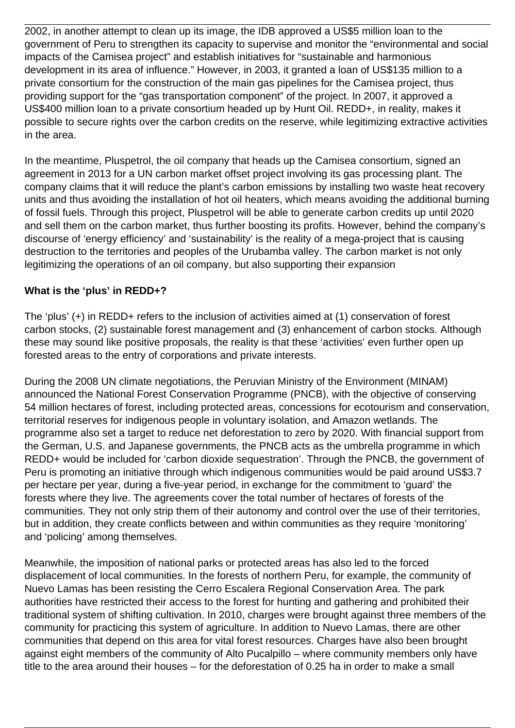2002, in another attempt to clean up its image, the IDB approved a US$5 million loan to the government of Peru to strengthen its capacity to supervise and monitor the "environmental and social impacts of the Camisea project" and establish initiatives for "sustainable and harmonious development in its area of influence." However, in 2003, it granted a loan of US$135 million to a private consortium for the construction of the main gas pipelines for the Camisea project, thus providing support for the "gas transportation component" of the project. In 2007, it approved a US$400 million loan to a private consortium headed up by Hunt Oil. REDD+, in reality, makes it possible to secure rights over the carbon credits on the reserve, while legitimizing extractive activities in the area.

In the meantime, Pluspetrol, the oil company that heads up the Camisea consortium, signed an agreement in 2013 for a UN carbon market offset project involving its gas processing plant. The company claims that it will reduce the plant's carbon emissions by installing two waste heat recovery units and thus avoiding the installation of hot oil heaters, which means avoiding the additional burning of fossil fuels. Through this project, Pluspetrol will be able to generate carbon credits up until 2020 and sell them on the carbon market, thus further boosting its profits. However, behind the company's discourse of 'energy efficiency' and 'sustainability' is the reality of a mega-project that is causing destruction to the territories and peoples of the Urubamba valley. The carbon market is not only legitimizing the operations of an oil company, but also supporting their expansion

**What is the 'plus' in REDD+?**

The 'plus' (+) in REDD+ refers to the inclusion of activities aimed at (1) conservation of forest carbon stocks, (2) sustainable forest management and (3) enhancement of carbon stocks. Although these may sound like positive proposals, the reality is that these 'activities' even further open up forested areas to the entry of corporations and private interests.

During the 2008 UN climate negotiations, the Peruvian Ministry of the Environment (MINAM) announced the National Forest Conservation Programme (PNCB), with the objective of conserving 54 million hectares of forest, including protected areas, concessions for ecotourism and conservation, territorial reserves for indigenous people in voluntary isolation, and Amazon wetlands. The programme also set a target to reduce net deforestation to zero by 2020. With financial support from the German, U.S. and Japanese governments, the PNCB acts as the umbrella programme in which REDD+ would be included for 'carbon dioxide sequestration'. Through the PNCB, the government of Peru is promoting an initiative through which indigenous communities would be paid around US$3.7 per hectare per year, during a five-year period, in exchange for the commitment to 'guard' the forests where they live. The agreements cover the total number of hectares of forests of the communities. They not only strip them of their autonomy and control over the use of their territories, but in addition, they create conflicts between and within communities as they require 'monitoring' and 'policing' among themselves.

Meanwhile, the imposition of national parks or protected areas has also led to the forced displacement of local communities. In the forests of northern Peru, for example, the community of Nuevo Lamas has been resisting the Cerro Escalera Regional Conservation Area. The park authorities have restricted their access to the forest for hunting and gathering and prohibited their traditional system of shifting cultivation. In 2010, charges were brought against three members of the community for practicing this system of agriculture. In addition to Nuevo Lamas, there are other communities that depend on this area for vital forest resources. Charges have also been brought against eight members of the community of Alto Pucalpillo – where community members only have title to the area around their houses – for the deforestation of 0.25 ha in order to make a small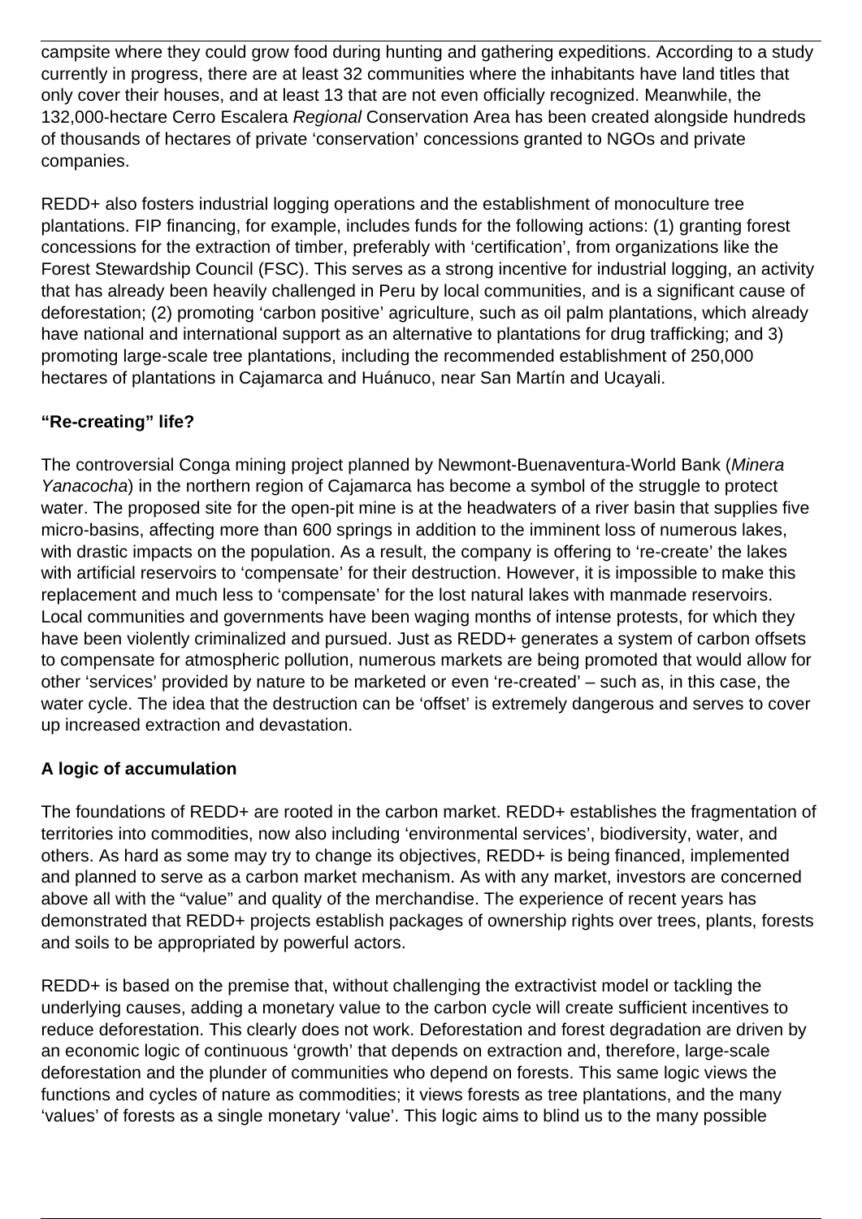campsite where they could grow food during hunting and gathering expeditions. According to a study currently in progress, there are at least 32 communities where the inhabitants have land titles that only cover their houses, and at least 13 that are not even officially recognized. Meanwhile, the 132,000-hectare Cerro Escalera *Regional* Conservation Area has been created alongside hundreds of thousands of hectares of private 'conservation' concessions granted to NGOs and private companies.

REDD+ also fosters industrial logging operations and the establishment of monoculture tree plantations. FIP financing, for example, includes funds for the following actions: (1) granting forest concessions for the extraction of timber, preferably with 'certification', from organizations like the Forest Stewardship Council (FSC). This serves as a strong incentive for industrial logging, an activity that has already been heavily challenged in Peru by local communities, and is a significant cause of deforestation; (2) promoting 'carbon positive' agriculture, such as oil palm plantations, which already have national and international support as an alternative to plantations for drug trafficking; and 3) promoting large-scale tree plantations, including the recommended establishment of 250,000 hectares of plantations in Cajamarca and Huánuco, near San Martín and Ucayali.

**"Re-creating" life?**

The controversial Conga mining project planned by Newmont-Buenaventura-World Bank (*Minera Yanacocha*) in the northern region of Cajamarca has become a symbol of the struggle to protect water. The proposed site for the open-pit mine is at the headwaters of a river basin that supplies five micro-basins, affecting more than 600 springs in addition to the imminent loss of numerous lakes, with drastic impacts on the population. As a result, the company is offering to 're-create' the lakes with artificial reservoirs to 'compensate' for their destruction. However, it is impossible to make this replacement and much less to 'compensate' for the lost natural lakes with manmade reservoirs. Local communities and governments have been waging months of intense protests, for which they have been violently criminalized and pursued. Just as REDD+ generates a system of carbon offsets to compensate for atmospheric pollution, numerous markets are being promoted that would allow for other 'services' provided by nature to be marketed or even 're-created' – such as, in this case, the water cycle. The idea that the destruction can be 'offset' is extremely dangerous and serves to cover up increased extraction and devastation.

**A logic of accumulation**

The foundations of REDD+ are rooted in the carbon market. REDD+ establishes the fragmentation of territories into commodities, now also including 'environmental services', biodiversity, water, and others. As hard as some may try to change its objectives, REDD+ is being financed, implemented and planned to serve as a carbon market mechanism. As with any market, investors are concerned above all with the "value" and quality of the merchandise. The experience of recent years has demonstrated that REDD+ projects establish packages of ownership rights over trees, plants, forests and soils to be appropriated by powerful actors.

REDD+ is based on the premise that, without challenging the extractivist model or tackling the underlying causes, adding a monetary value to the carbon cycle will create sufficient incentives to reduce deforestation. This clearly does not work. Deforestation and forest degradation are driven by an economic logic of continuous 'growth' that depends on extraction and, therefore, large-scale deforestation and the plunder of communities who depend on forests. This same logic views the functions and cycles of nature as commodities; it views forests as tree plantations, and the many 'values' of forests as a single monetary 'value'. This logic aims to blind us to the many possible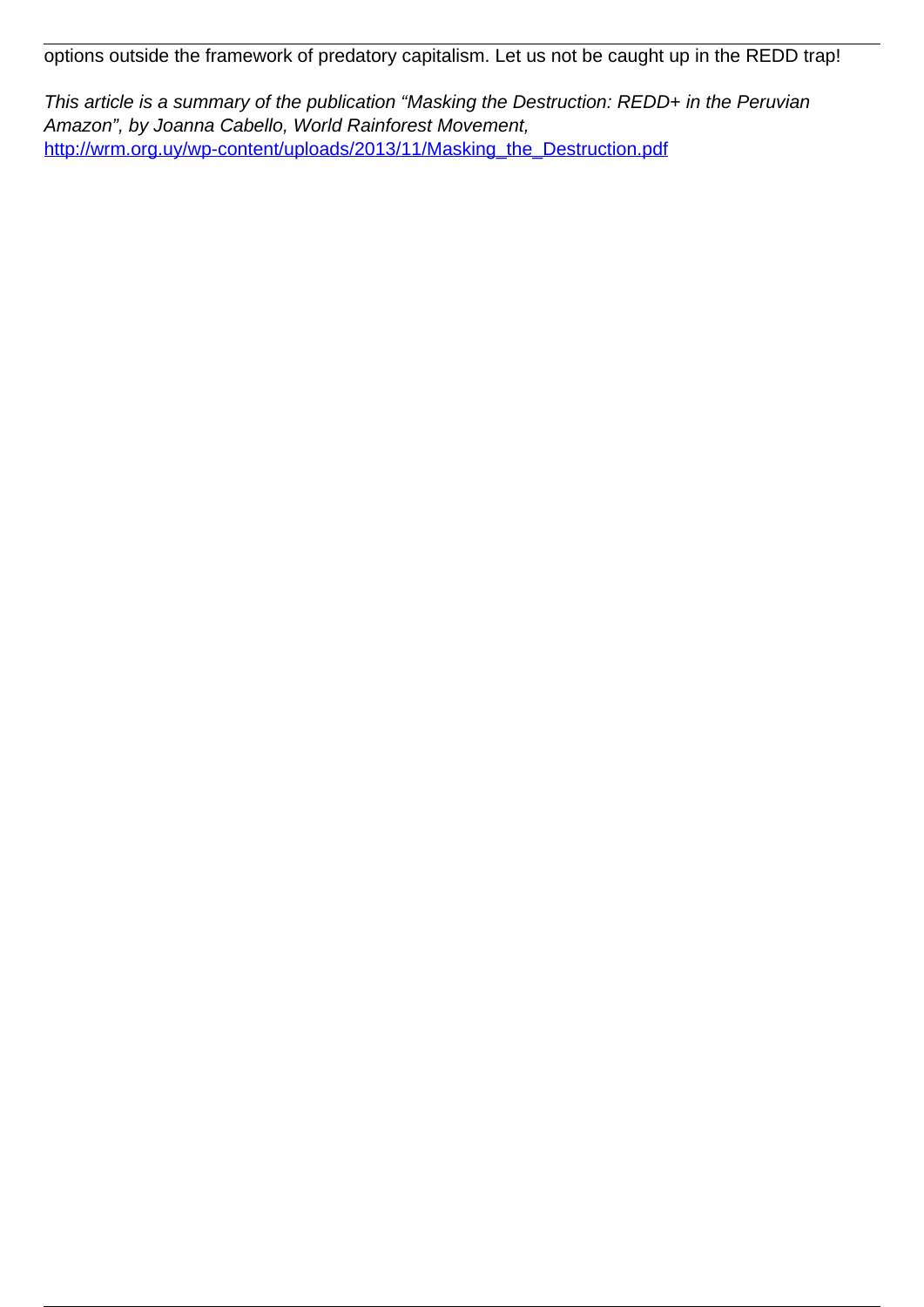options outside the framework of predatory capitalism. Let us not be caught up in the REDD trap!

*This article is a summary of the publication "Masking the Destruction: REDD+ in the Peruvian Amazon", by Joanna Cabello, World Rainforest Movement,* [http://wrm.org.uy/wp-content/uploads/2013/11/Masking_the_Destruction.pdf](http://wrm.org.uy/wp-content/uploads/2013/11/Masking_the_Destruction.pdf)